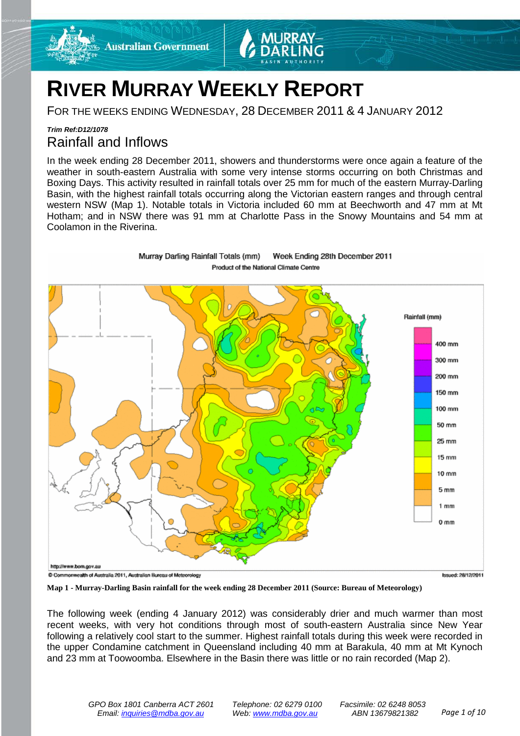# RIVER MURRAY WEEKLY REPORT

FOR THE WEEKS ENDING WEDNESDAY, 28 DECEMBER 2011 & 4 JANUARY 2012

***Trim Ref:D12/1078***

## Rainfall and Inflows

In the week ending 28 December 2011, showers and thunderstorms were once again a feature of the weather in south-eastern Australia with some very intense storms occurring on both Christmas and Boxing Days. This activity resulted in rainfall totals over 25 mm for much of the eastern Murray-Darling Basin, with the highest rainfall totals occurring along the Victorian eastern ranges and through central western NSW (Map 1). Notable totals in Victoria included 60 mm at Beechworth and 47 mm at Mt Hotham; and in NSW there was 91 mm at Charlotte Pass in the Snowy Mountains and 54 mm at Coolamon in the Riverina.

**Map 1 - Murray-Darling Basin rainfall for the week ending 28 December 2011 (Source: Bureau of Meteorology)**

The following week (ending 4 January 2012) was considerably drier and much warmer than most recent weeks, with very hot conditions through most of south-eastern Australia since New Year following a relatively cool start to the summer. Highest rainfall totals during this week were recorded in the upper Condamine catchment in Queensland including 40 mm at Barakula, 40 mm at Mt Kynoch and 23 mm at Toowoomba. Elsewhere in the Basin there was little or no rain recorded (Map 2).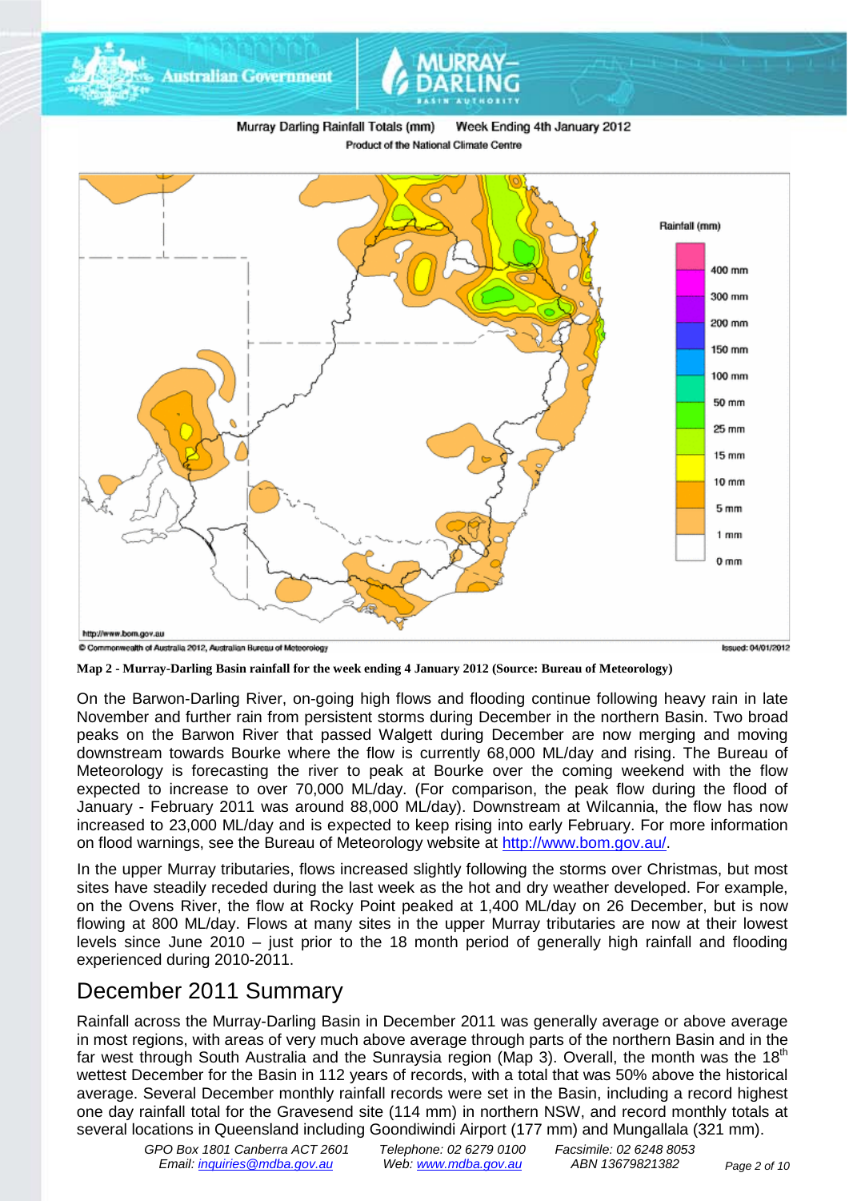Murray Darling Rainfall Totals (mm) Week Ending 4th January 2012
Product of the National Climate Centre

**Map 2 - Murray-Darling Basin rainfall for the week ending 4 January 2012 (Source: Bureau of Meteorology)**

On the Barwon-Darling River, on-going high flows and flooding continue following heavy rain in late November and further rain from persistent storms during December in the northern Basin. Two broad peaks on the Barwon River that passed Walgett during December are now merging and moving downstream towards Bourke where the flow is currently 68,000 ML/day and rising. The Bureau of Meteorology is forecasting the river to peak at Bourke over the coming weekend with the flow expected to increase to over 70,000 ML/day. (For comparison, the peak flow during the flood of January - February 2011 was around 88,000 ML/day). Downstream at Wilcannia, the flow has now increased to 23,000 ML/day and is expected to keep rising into early February. For more information on flood warnings, see the Bureau of Meteorology website at http://www.bom.gov.au/.

In the upper Murray tributaries, flows increased slightly following the storms over Christmas, but most sites have steadily receded during the last week as the hot and dry weather developed. For example, on the Ovens River, the flow at Rocky Point peaked at 1,400 ML/day on 26 December, but is now flowing at 800 ML/day. Flows at many sites in the upper Murray tributaries are now at their lowest levels since June 2010 – just prior to the 18 month period of generally high rainfall and flooding experienced during 2010-2011.

## December 2011 Summary

Rainfall across the Murray-Darling Basin in December 2011 was generally average or above average in most regions, with areas of very much above average through parts of the northern Basin and in the far west through South Australia and the Sunraysia region (Map 3). Overall, the month was the 18th wettest December for the Basin in 112 years of records, with a total that was 50% above the historical average. Several December monthly rainfall records were set in the Basin, including a record highest one day rainfall total for the Gravesend site (114 mm) in northern NSW, and record monthly totals at several locations in Queensland including Goondiwindi Airport (177 mm) and Mungallala (321 mm).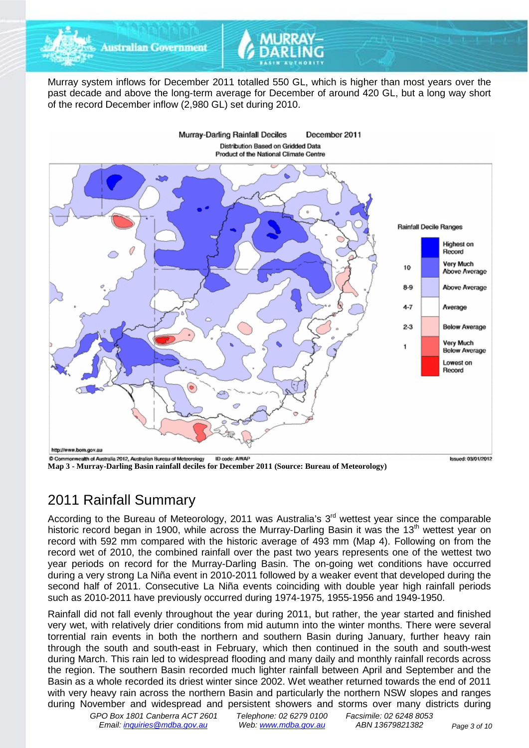Murray system inflows for December 2011 totalled 550 GL, which is higher than most years over the past decade and above the long-term average for December of around 420 GL, but a long way short of the record December inflow (2,980 GL) set during 2010.

**Map 3 - Murray-Darling Basin rainfall deciles for December 2011 (Source: Bureau of Meteorology)**

## 2011 Rainfall Summary

According to the Bureau of Meteorology, 2011 was Australia's 3rd wettest year since the comparable historic record began in 1900, while across the Murray-Darling Basin it was the 13th wettest year on record with 592 mm compared with the historic average of 493 mm (Map 4). Following on from the record wet of 2010, the combined rainfall over the past two years represents one of the wettest two year periods on record for the Murray-Darling Basin. The on-going wet conditions have occurred during a very strong La Niña event in 2010-2011 followed by a weaker event that developed during the second half of 2011. Consecutive La Niña events coinciding with double year high rainfall periods such as 2010-2011 have previously occurred during 1974-1975, 1955-1956 and 1949-1950.

Rainfall did not fall evenly throughout the year during 2011, but rather, the year started and finished very wet, with relatively drier conditions from mid autumn into the winter months. There were several torrential rain events in both the northern and southern Basin during January, further heavy rain through the south and south-east in February, which then continued in the south and south-west during March. This rain led to widespread flooding and many daily and monthly rainfall records across the region. The southern Basin recorded much lighter rainfall between April and September and the Basin as a whole recorded its driest winter since 2002. Wet weather returned towards the end of 2011 with very heavy rain across the northern Basin and particularly the northern NSW slopes and ranges during November and widespread and persistent showers and storms over many districts during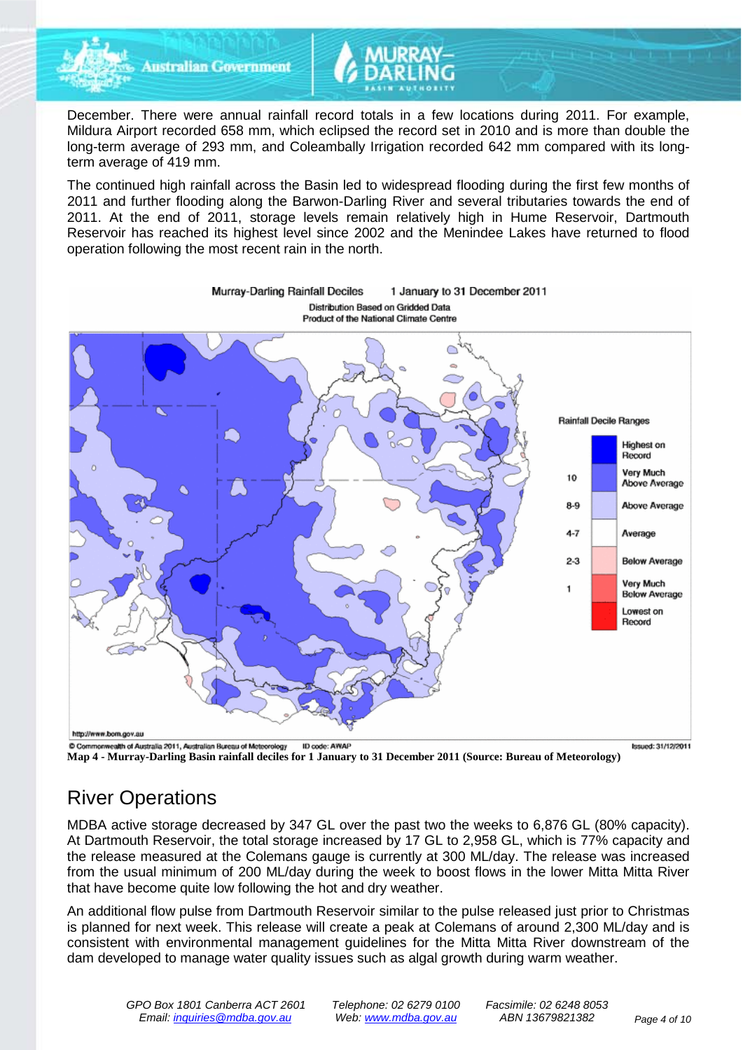December. There were annual rainfall record totals in a few locations during 2011. For example, Mildura Airport recorded 658 mm, which eclipsed the record set in 2010 and is more than double the long-term average of 293 mm, and Coleambally Irrigation recorded 642 mm compared with its long-term average of 419 mm.

The continued high rainfall across the Basin led to widespread flooding during the first few months of 2011 and further flooding along the Barwon-Darling River and several tributaries towards the end of 2011. At the end of 2011, storage levels remain relatively high in Hume Reservoir, Dartmouth Reservoir has reached its highest level since 2002 and the Menindee Lakes have returned to flood operation following the most recent rain in the north.

**Map 4 - Murray-Darling Basin rainfall deciles for 1 January to 31 December 2011 (Source: Bureau of Meteorology)**

## River Operations

MDBA active storage decreased by 347 GL over the past two the weeks to 6,876 GL (80% capacity). At Dartmouth Reservoir, the total storage increased by 17 GL to 2,958 GL, which is 77% capacity and the release measured at the Colemans gauge is currently at 300 ML/day. The release was increased from the usual minimum of 200 ML/day during the week to boost flows in the lower Mitta Mitta River that have become quite low following the hot and dry weather.

An additional flow pulse from Dartmouth Reservoir similar to the pulse released just prior to Christmas is planned for next week. This release will create a peak at Colemans of around 2,300 ML/day and is consistent with environmental management guidelines for the Mitta Mitta River downstream of the dam developed to manage water quality issues such as algal growth during warm weather.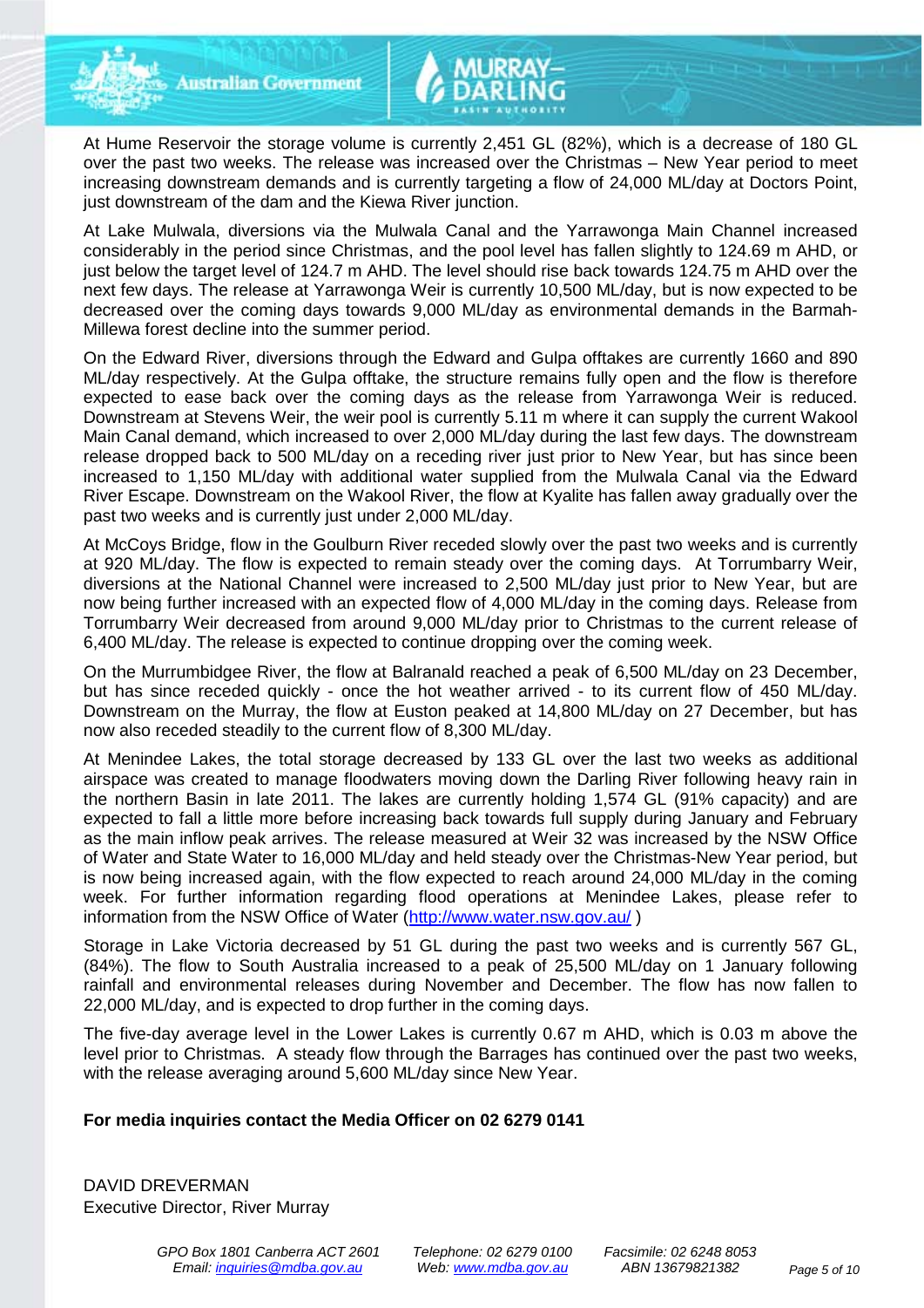At Hume Reservoir the storage volume is currently 2,451 GL (82%), which is a decrease of 180 GL over the past two weeks. The release was increased over the Christmas – New Year period to meet increasing downstream demands and is currently targeting a flow of 24,000 ML/day at Doctors Point, just downstream of the dam and the Kiewa River junction.

At Lake Mulwala, diversions via the Mulwala Canal and the Yarrawonga Main Channel increased considerably in the period since Christmas, and the pool level has fallen slightly to 124.69 m AHD, or just below the target level of 124.7 m AHD. The level should rise back towards 124.75 m AHD over the next few days. The release at Yarrawonga Weir is currently 10,500 ML/day, but is now expected to be decreased over the coming days towards 9,000 ML/day as environmental demands in the Barmah-Millewa forest decline into the summer period.

On the Edward River, diversions through the Edward and Gulpa offtakes are currently 1660 and 890 ML/day respectively. At the Gulpa offtake, the structure remains fully open and the flow is therefore expected to ease back over the coming days as the release from Yarrawonga Weir is reduced. Downstream at Stevens Weir, the weir pool is currently 5.11 m where it can supply the current Wakool Main Canal demand, which increased to over 2,000 ML/day during the last few days. The downstream release dropped back to 500 ML/day on a receding river just prior to New Year, but has since been increased to 1,150 ML/day with additional water supplied from the Mulwala Canal via the Edward River Escape. Downstream on the Wakool River, the flow at Kyalite has fallen away gradually over the past two weeks and is currently just under 2,000 ML/day.

At McCoys Bridge, flow in the Goulburn River receded slowly over the past two weeks and is currently at 920 ML/day. The flow is expected to remain steady over the coming days. At Torrumbarry Weir, diversions at the National Channel were increased to 2,500 ML/day just prior to New Year, but are now being further increased with an expected flow of 4,000 ML/day in the coming days. Release from Torrumbarry Weir decreased from around 9,000 ML/day prior to Christmas to the current release of 6,400 ML/day. The release is expected to continue dropping over the coming week.

On the Murrumbidgee River, the flow at Balranald reached a peak of 6,500 ML/day on 23 December, but has since receded quickly - once the hot weather arrived - to its current flow of 450 ML/day. Downstream on the Murray, the flow at Euston peaked at 14,800 ML/day on 27 December, but has now also receded steadily to the current flow of 8,300 ML/day.

At Menindee Lakes, the total storage decreased by 133 GL over the last two weeks as additional airspace was created to manage floodwaters moving down the Darling River following heavy rain in the northern Basin in late 2011. The lakes are currently holding 1,574 GL (91% capacity) and are expected to fall a little more before increasing back towards full supply during January and February as the main inflow peak arrives. The release measured at Weir 32 was increased by the NSW Office of Water and State Water to 16,000 ML/day and held steady over the Christmas-New Year period, but is now being increased again, with the flow expected to reach around 24,000 ML/day in the coming week. For further information regarding flood operations at Menindee Lakes, please refer to information from the NSW Office of Water (http://www.water.nsw.gov.au/ )

Storage in Lake Victoria decreased by 51 GL during the past two weeks and is currently 567 GL, (84%). The flow to South Australia increased to a peak of 25,500 ML/day on 1 January following rainfall and environmental releases during November and December. The flow has now fallen to 22,000 ML/day, and is expected to drop further in the coming days.

The five-day average level in the Lower Lakes is currently 0.67 m AHD, which is 0.03 m above the level prior to Christmas. A steady flow through the Barrages has continued over the past two weeks, with the release averaging around 5,600 ML/day since New Year.

**For media inquiries contact the Media Officer on 02 6279 0141**

DAVID DREVERMAN
Executive Director, River Murray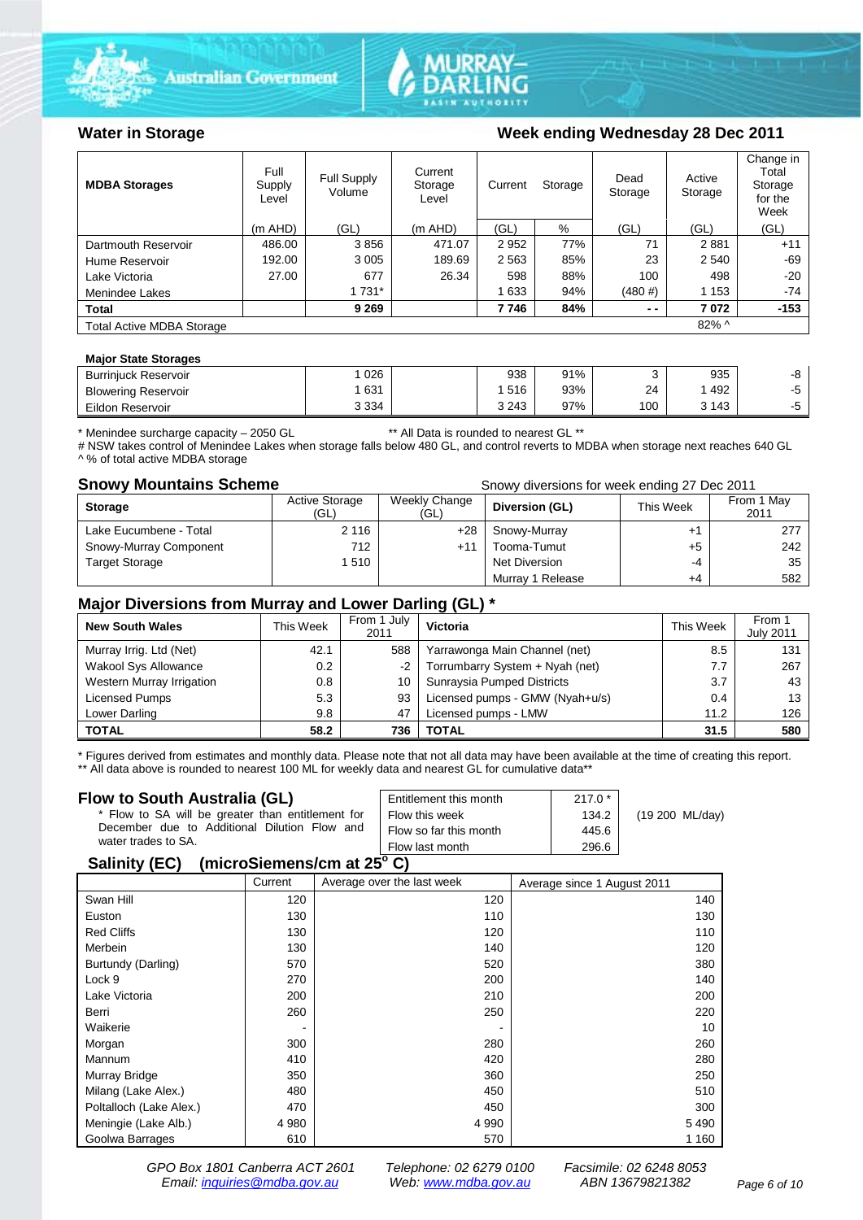## Water in Storage

**Week ending Wednesday 28 Dec 2011**

| MDBA Storages | Full Supply Level | Full Supply Volume | Current Storage Level | Current Storage | | Dead Storage | Active Storage | Change in Total Storage for the Week |
|---|---|---|---|---|---|---|---|---|
| | (m AHD) | (GL) | (m AHD) | (GL) | % | (GL) | (GL) | (GL) |
| Dartmouth Reservoir | 486.00 | 3 856 | 471.07 | 2 952 | 77% | 71 | 2 881 | +11 |
| Hume Reservoir | 192.00 | 3 005 | 189.69 | 2 563 | 85% | 23 | 2 540 | -69 |
| Lake Victoria | 27.00 | 677 | 26.34 | 598 | 88% | 100 | 498 | -20 |
| Menindee Lakes | | 1 731* | | 1 633 | 94% | (480 #) | 1 153 | -74 |
| **Total** | | **9 269** | | **7 746** | **84%** | **- -** | **7 072** | **-153** |
| Total Active MDBA Storage | | | | | | | 82% ^ | |

**Major State Storages**

| | | | | | | | | |
|---|---|---|---|---|---|---|---|---|
| Burrinjuck Reservoir | | 1 026 | | 938 | 91% | 3 | 935 | -8 |
| Blowering Reservoir | | 1 631 | | 1 516 | 93% | 24 | 1 492 | -5 |
| Eildon Reservoir | | 3 334 | | 3 243 | 97% | 100 | 3 143 | -5 |

\* Menindee surcharge capacity – 2050 GL ** All Data is rounded to nearest GL **

# NSW takes control of Menindee Lakes when storage falls below 480 GL, and control reverts to MDBA when storage next reaches 640 GL

^ % of total active MDBA storage

## Snowy Mountains Scheme

Snowy diversions for week ending 27 Dec 2011

| Storage | Active Storage (GL) | Weekly Change (GL) | Diversion (GL) | This Week | From 1 May 2011 |
|---|---|---|---|---|---|
| Lake Eucumbene - Total | 2 116 | +28 | Snowy-Murray | +1 | 277 |
| Snowy-Murray Component | 712 | +11 | Tooma-Tumut | +5 | 242 |
| Target Storage | 1 510 | | Net Diversion | -4 | 35 |
| | | | Murray 1 Release | +4 | 582 |

## Major Diversions from Murray and Lower Darling (GL) *

| New South Wales | This Week | From 1 July 2011 | Victoria | This Week | From 1 July 2011 |
|---|---|---|---|---|---|
| Murray Irrig. Ltd (Net) | 42.1 | 588 | Yarrawonga Main Channel (net) | 8.5 | 131 |
| Wakool Sys Allowance | 0.2 | -2 | Torrumbarry System + Nyah (net) | 7.7 | 267 |
| Western Murray Irrigation | 0.8 | 10 | Sunraysia Pumped Districts | 3.7 | 43 |
| Licensed Pumps | 5.3 | 93 | Licensed pumps - GMW (Nyah+u/s) | 0.4 | 13 |
| Lower Darling | 9.8 | 47 | Licensed pumps - LMW | 11.2 | 126 |
| **TOTAL** | **58.2** | **736** | **TOTAL** | **31.5** | **580** |

\* Figures derived from estimates and monthly data. Please note that not all data may have been available at the time of creating this report.
** All data above is rounded to nearest 100 ML for weekly data and nearest GL for cumulative data**

## Flow to South Australia (GL)

\* Flow to SA will be greater than entitlement for December due to Additional Dilution Flow and water trades to SA.

| | | |
|---|---|---|
| Entitlement this month | 217.0 * | |
| Flow this week | 134.2 | (19 200 ML/day) |
| Flow so far this month | 445.6 | |
| Flow last month | 296.6 | |

## Salinity (EC) (microSiemens/cm at 25° C)

| | Current | Average over the last week | Average since 1 August 2011 |
|---|---|---|---|
| Swan Hill | 120 | 120 | 140 |
| Euston | 130 | 110 | 130 |
| Red Cliffs | 130 | 120 | 110 |
| Merbein | 130 | 140 | 120 |
| Burtundy (Darling) | 570 | 520 | 380 |
| Lock 9 | 270 | 200 | 140 |
| Lake Victoria | 200 | 210 | 200 |
| Berri | 260 | 250 | 220 |
| Waikerie | - | - | 10 |
| Morgan | 300 | 280 | 260 |
| Mannum | 410 | 420 | 280 |
| Murray Bridge | 350 | 360 | 250 |
| Milang (Lake Alex.) | 480 | 450 | 510 |
| Poltalloch (Lake Alex.) | 470 | 450 | 300 |
| Meningie (Lake Alb.) | 4 980 | 4 990 | 5 490 |
| Goolwa Barrages | 610 | 570 | 1 160 |

GPO Box 1801 Canberra ACT 2601 Telephone: 02 6279 0100 Facsimile: 02 6248 8053
Email: inquiries@mdba.gov.au Web: www.mdba.gov.au ABN 13679821382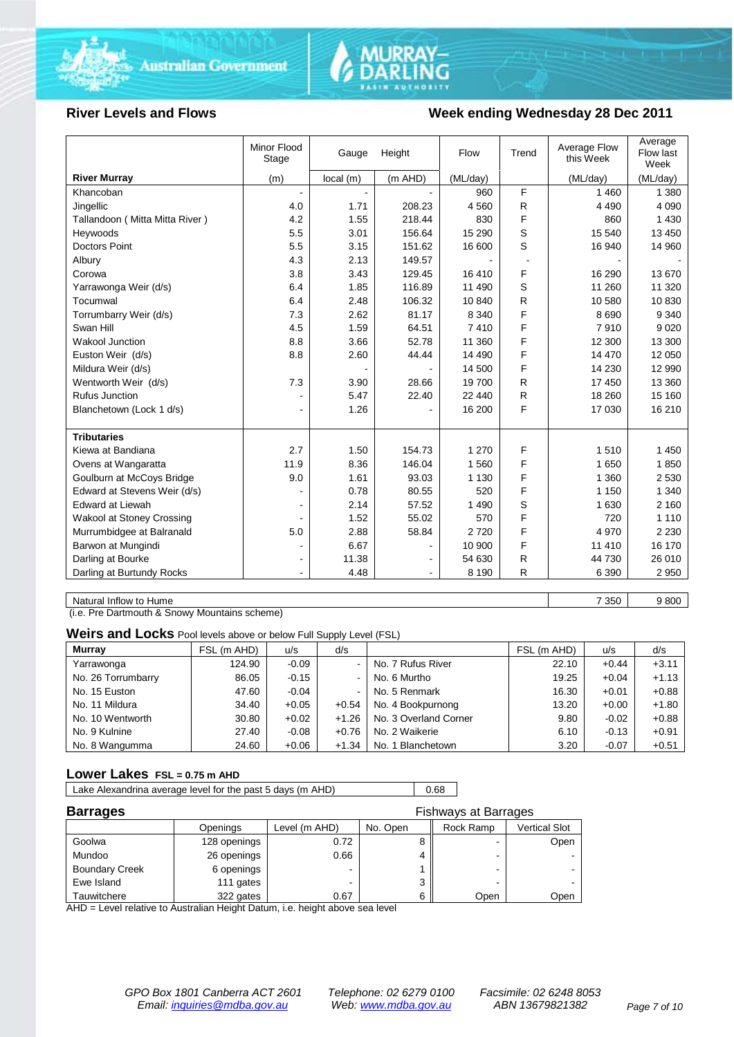## River Levels and Flows

## Week ending Wednesday 28 Dec 2011

| River Murray | Minor Flood Stage (m) | Gauge Height local (m) | Height (m AHD) | Flow (ML/day) | Trend | Average Flow this Week (ML/day) | Average Flow last Week (ML/day) |
|---|---|---|---|---|---|---|---|
| Khancoban | - | - | - | 960 | F | 1 460 | 1 380 |
| Jingellic | 4.0 | 1.71 | 208.23 | 4 560 | R | 4 490 | 4 090 |
| Tallandoon ( Mitta Mitta River ) | 4.2 | 1.55 | 218.44 | 830 | F | 860 | 1 430 |
| Heywoods | 5.5 | 3.01 | 156.64 | 15 290 | S | 15 540 | 13 450 |
| Doctors Point | 5.5 | 3.15 | 151.62 | 16 600 | S | 16 940 | 14 960 |
| Albury | 4.3 | 2.13 | 149.57 | - | - | - | - |
| Corowa | 3.8 | 3.43 | 129.45 | 16 410 | F | 16 290 | 13 670 |
| Yarrawonga Weir (d/s) | 6.4 | 1.85 | 116.89 | 11 490 | S | 11 260 | 11 320 |
| Tocumwal | 6.4 | 2.48 | 106.32 | 10 840 | R | 10 580 | 10 830 |
| Torrumbarry Weir (d/s) | 7.3 | 2.62 | 81.17 | 8 340 | F | 8 690 | 9 340 |
| Swan Hill | 4.5 | 1.59 | 64.51 | 7 410 | F | 7 910 | 9 020 |
| Wakool Junction | 8.8 | 3.66 | 52.78 | 11 360 | F | 12 300 | 13 300 |
| Euston Weir (d/s) | 8.8 | 2.60 | 44.44 | 14 490 | F | 14 470 | 12 050 |
| Mildura Weir (d/s) | | - | - | 14 500 | F | 14 230 | 12 990 |
| Wentworth Weir (d/s) | 7.3 | 3.90 | 28.66 | 19 700 | R | 17 450 | 13 360 |
| Rufus Junction | - | 5.47 | 22.40 | 22 440 | R | 18 260 | 15 160 |
| Blanchetown (Lock 1 d/s) | - | 1.26 | - | 16 200 | F | 17 030 | 16 210 |
| **Tributaries** | | | | | | | |
| Kiewa at Bandiana | 2.7 | 1.50 | 154.73 | 1 270 | F | 1 510 | 1 450 |
| Ovens at Wangaratta | 11.9 | 8.36 | 146.04 | 1 560 | F | 1 650 | 1 850 |
| Goulburn at McCoys Bridge | 9.0 | 1.61 | 93.03 | 1 130 | F | 1 360 | 2 530 |
| Edward at Stevens Weir (d/s) | - | 0.78 | 80.55 | 520 | F | 1 150 | 1 340 |
| Edward at Liewah | - | 2.14 | 57.52 | 1 490 | S | 1 630 | 2 160 |
| Wakool at Stoney Crossing | - | 1.52 | 55.02 | 570 | F | 720 | 1 110 |
| Murrumbidgee at Balranald | 5.0 | 2.88 | 58.84 | 2 720 | F | 4 970 | 2 230 |
| Barwon at Mungindi | - | 6.67 | - | 10 900 | F | 11 410 | 16 170 |
| Darling at Bourke | - | 11.38 | - | 54 630 | R | 44 730 | 26 010 |
| Darling at Burtundy Rocks | - | 4.48 | - | 8 190 | R | 6 390 | 2 950 |

| | This Week | Last Week |
|---|---|---|
| Natural Inflow to Hume | 7 350 | 9 800 |

(i.e. Pre Dartmouth & Snowy Mountains scheme)

### Weirs and Locks Pool levels above or below Full Supply Level (FSL)

| Murray | FSL (m AHD) | u/s | d/s | | FSL (m AHD) | u/s | d/s |
|---|---|---|---|---|---|---|---|
| Yarrawonga | 124.90 | -0.09 | - | No. 7 Rufus River | 22.10 | +0.44 | +3.11 |
| No. 26 Torrumbarry | 86.05 | -0.15 | - | No. 6 Murtho | 19.25 | +0.04 | +1.13 |
| No. 15 Euston | 47.60 | -0.04 | - | No. 5 Renmark | 16.30 | +0.01 | +0.88 |
| No. 11 Mildura | 34.40 | +0.05 | +0.54 | No. 4 Bookpurnong | 13.20 | +0.00 | +1.80 |
| No. 10 Wentworth | 30.80 | +0.02 | +1.26 | No. 3 Overland Corner | 9.80 | -0.02 | +0.88 |
| No. 9 Kulnine | 27.40 | -0.08 | +0.76 | No. 2 Waikerie | 6.10 | -0.13 | +0.91 |
| No. 8 Wangumma | 24.60 | +0.06 | +1.34 | No. 1 Blanchetown | 3.20 | -0.07 | +0.51 |

### Lower Lakes FSL = 0.75 m AHD

| | |
|---|---|
| Lake Alexandrina average level for the past 5 days (m AHD) | 0.68 |

### Barrages

| | Openings | Level (m AHD) | No. Open | Fishways at Barrages: Rock Ramp | Vertical Slot |
|---|---|---|---|---|---|
| Goolwa | 128 openings | 0.72 | 8 | - | Open |
| Mundoo | 26 openings | 0.66 | 4 | - | - |
| Boundary Creek | 6 openings | - | 1 | - | - |
| Ewe Island | 111 gates | - | 3 | - | - |
| Tauwitchere | 322 gates | 0.67 | 6 | Open | Open |

AHD = Level relative to Australian Height Datum, i.e. height above sea level

*GPO Box 1801 Canberra ACT 2601 Telephone: 02 6279 0100 Facsimile: 02 6248 8053*
*Email: inquiries@mdba.gov.au Web: www.mdba.gov.au ABN 13679821382*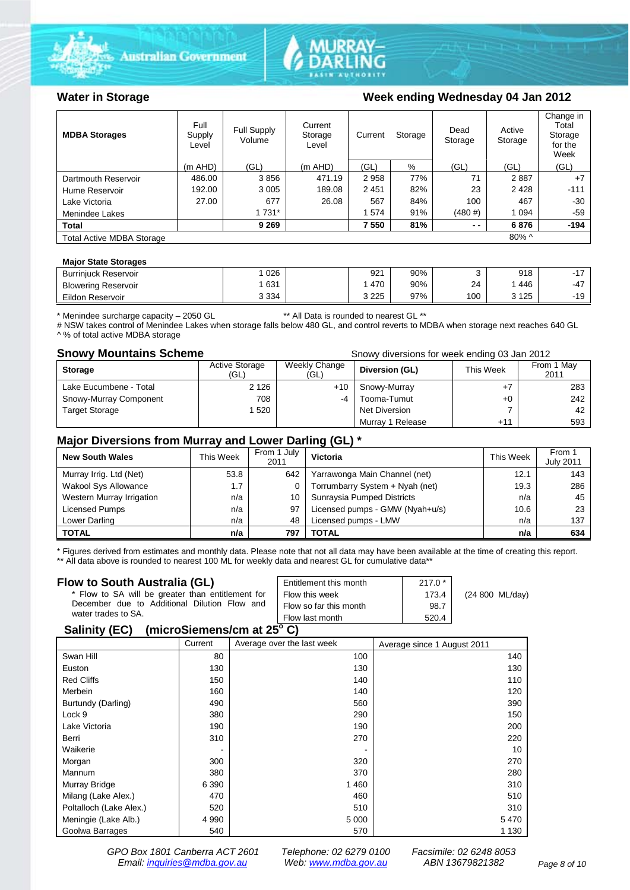## Water in Storage

**Week ending Wednesday 04 Jan 2012**

| MDBA Storages | Full Supply Level | Full Supply Volume | Current Storage Level | Current Storage | | Dead Storage | Active Storage | Change in Total Storage for the Week |
|---|---|---|---|---|---|---|---|---|
| | (m AHD) | (GL) | (m AHD) | (GL) | % | (GL) | (GL) | (GL) |
| Dartmouth Reservoir | 486.00 | 3 856 | 471.19 | 2 958 | 77% | 71 | 2 887 | +7 |
| Hume Reservoir | 192.00 | 3 005 | 189.08 | 2 451 | 82% | 23 | 2 428 | -111 |
| Lake Victoria | 27.00 | 677 | 26.08 | 567 | 84% | 100 | 467 | -30 |
| Menindee Lakes | | 1 731* | | 1 574 | 91% | (480 #) | 1 094 | -59 |
| **Total** | | **9 269** | | **7 550** | **81%** | **- -** | **6 876** | **-194** |
| Total Active MDBA Storage | | | | | | | 80% ^ | |

**Major State Storages**

| Storage | Full Supply Volume (GL) | Current Storage (GL) | % | Dead Storage (GL) | Active Storage (GL) | Change (GL) |
|---|---|---|---|---|---|---|
| Burrinjuck Reservoir | 1 026 | 921 | 90% | 3 | 918 | -17 |
| Blowering Reservoir | 1 631 | 1 470 | 90% | 24 | 1 446 | -47 |
| Eildon Reservoir | 3 334 | 3 225 | 97% | 100 | 3 125 | -19 |

\* Menindee surcharge capacity – 2050 GL ** All Data is rounded to nearest GL **
# NSW takes control of Menindee Lakes when storage falls below 480 GL, and control reverts to MDBA when storage next reaches 640 GL
^ % of total active MDBA storage

## Snowy Mountains Scheme

Snowy diversions for week ending 03 Jan 2012

| Storage | Active Storage (GL) | Weekly Change (GL) | Diversion (GL) | This Week | From 1 May 2011 |
|---|---|---|---|---|---|
| Lake Eucumbene - Total | 2 126 | +10 | Snowy-Murray | +7 | 283 |
| Snowy-Murray Component | 708 | -4 | Tooma-Tumut | +0 | 242 |
| Target Storage | 1 520 | | Net Diversion | 7 | 42 |
| | | | Murray 1 Release | +11 | 593 |

## Major Diversions from Murray and Lower Darling (GL) *

| New South Wales | This Week | From 1 July 2011 | Victoria | This Week | From 1 July 2011 |
|---|---|---|---|---|---|
| Murray Irrig. Ltd (Net) | 53.8 | 642 | Yarrawonga Main Channel (net) | 12.1 | 143 |
| Wakool Sys Allowance | 1.7 | 0 | Torrumbarry System + Nyah (net) | 19.3 | 286 |
| Western Murray Irrigation | n/a | 10 | Sunraysia Pumped Districts | n/a | 45 |
| Licensed Pumps | n/a | 97 | Licensed pumps - GMW (Nyah+u/s) | 10.6 | 23 |
| Lower Darling | n/a | 48 | Licensed pumps - LMW | n/a | 137 |
| **TOTAL** | **n/a** | **797** | **TOTAL** | **n/a** | **634** |

\* Figures derived from estimates and monthly data. Please note that not all data may have been available at the time of creating this report.
** All data above is rounded to nearest 100 ML for weekly data and nearest GL for cumulative data**

## Flow to South Australia (GL)

\* Flow to SA will be greater than entitlement for December due to Additional Dilution Flow and water trades to SA.

| | | |
|---|---|---|
| Entitlement this month | 217.0 * | |
| Flow this week | 173.4 | (24 800 ML/day) |
| Flow so far this month | 98.7 | |
| Flow last month | 520.4 | |

## Salinity (EC) (microSiemens/cm at 25° C)

| | Current | Average over the last week | Average since 1 August 2011 |
|---|---|---|---|
| Swan Hill | 80 | 100 | 140 |
| Euston | 130 | 130 | 130 |
| Red Cliffs | 150 | 140 | 110 |
| Merbein | 160 | 140 | 120 |
| Burtundy (Darling) | 490 | 560 | 390 |
| Lock 9 | 380 | 290 | 150 |
| Lake Victoria | 190 | 190 | 200 |
| Berri | 310 | 270 | 220 |
| Waikerie | - | - | 10 |
| Morgan | 300 | 320 | 270 |
| Mannum | 380 | 370 | 280 |
| Murray Bridge | 6 390 | 1 460 | 310 |
| Milang (Lake Alex.) | 470 | 460 | 510 |
| Poltalloch (Lake Alex.) | 520 | 510 | 310 |
| Meningie (Lake Alb.) | 4 990 | 5 000 | 5 470 |
| Goolwa Barrages | 540 | 570 | 1 130 |

GPO Box 1801 Canberra ACT 2601 Telephone: 02 6279 0100 Facsimile: 02 6248 8053
Email: inquiries@mdba.gov.au Web: www.mdba.gov.au ABN 13679821382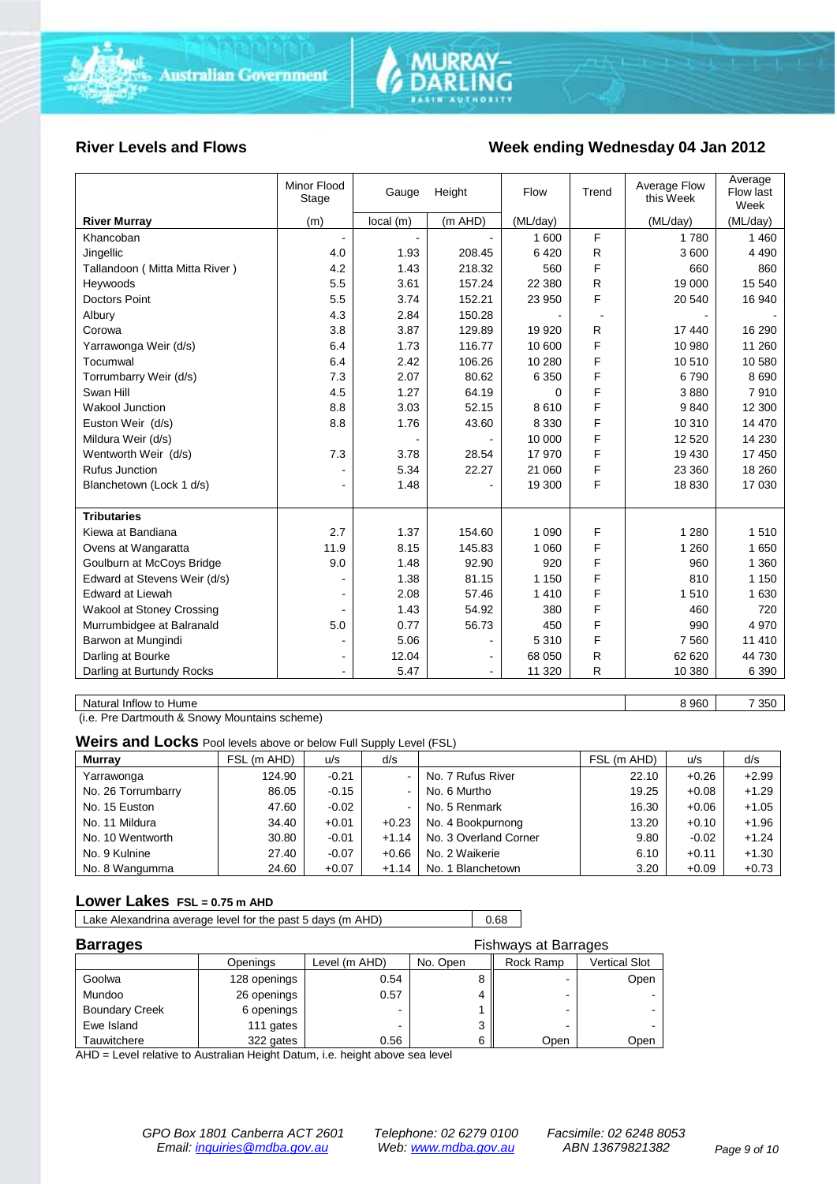## River Levels and Flows

## Week ending Wednesday 04 Jan 2012

| River Murray | Minor Flood Stage (m) | Gauge local (m) | Height (m AHD) | Flow (ML/day) | Trend | Average Flow this Week (ML/day) | Average Flow last Week (ML/day) |
|---|---|---|---|---|---|---|---|
| Khancoban | - | - | - | 1 600 | F | 1 780 | 1 460 |
| Jingellic | 4.0 | 1.93 | 208.45 | 6 420 | R | 3 600 | 4 490 |
| Tallandoon ( Mitta Mitta River ) | 4.2 | 1.43 | 218.32 | 560 | F | 660 | 860 |
| Heywoods | 5.5 | 3.61 | 157.24 | 22 380 | R | 19 000 | 15 540 |
| Doctors Point | 5.5 | 3.74 | 152.21 | 23 950 | F | 20 540 | 16 940 |
| Albury | 4.3 | 2.84 | 150.28 | - | - | - | - |
| Corowa | 3.8 | 3.87 | 129.89 | 19 920 | R | 17 440 | 16 290 |
| Yarrawonga Weir (d/s) | 6.4 | 1.73 | 116.77 | 10 600 | F | 10 980 | 11 260 |
| Tocumwal | 6.4 | 2.42 | 106.26 | 10 280 | F | 10 510 | 10 580 |
| Torrumbarry Weir (d/s) | 7.3 | 2.07 | 80.62 | 6 350 | F | 6 790 | 8 690 |
| Swan Hill | 4.5 | 1.27 | 64.19 | 0 | F | 3 880 | 7 910 |
| Wakool Junction | 8.8 | 3.03 | 52.15 | 8 610 | F | 9 840 | 12 300 |
| Euston Weir (d/s) | 8.8 | 1.76 | 43.60 | 8 330 | F | 10 310 | 14 470 |
| Mildura Weir (d/s) | | - | - | 10 000 | F | 12 520 | 14 230 |
| Wentworth Weir (d/s) | 7.3 | 3.78 | 28.54 | 17 970 | F | 19 430 | 17 450 |
| Rufus Junction | - | 5.34 | 22.27 | 21 060 | F | 23 360 | 18 260 |
| Blanchetown (Lock 1 d/s) | - | 1.48 | - | 19 300 | F | 18 830 | 17 030 |
| **Tributaries** | | | | | | | |
| Kiewa at Bandiana | 2.7 | 1.37 | 154.60 | 1 090 | F | 1 280 | 1 510 |
| Ovens at Wangaratta | 11.9 | 8.15 | 145.83 | 1 060 | F | 1 260 | 1 650 |
| Goulburn at McCoys Bridge | 9.0 | 1.48 | 92.90 | 920 | F | 960 | 1 360 |
| Edward at Stevens Weir (d/s) | - | 1.38 | 81.15 | 1 150 | F | 810 | 1 150 |
| Edward at Liewah | - | 2.08 | 57.46 | 1 410 | F | 1 510 | 1 630 |
| Wakool at Stoney Crossing | - | 1.43 | 54.92 | 380 | F | 460 | 720 |
| Murrumbidgee at Balranald | 5.0 | 0.77 | 56.73 | 450 | F | 990 | 4 970 |
| Barwon at Mungindi | - | 5.06 | - | 5 310 | F | 7 560 | 11 410 |
| Darling at Bourke | - | 12.04 | - | 68 050 | R | 62 620 | 44 730 |
| Darling at Burtundy Rocks | - | 5.47 | - | 11 320 | R | 10 380 | 6 390 |

| | Average Flow this Week (ML/day) | Average Flow last Week (ML/day) |
|---|---|---|
| Natural Inflow to Hume | 8 960 | 7 350 |

(i.e. Pre Dartmouth & Snowy Mountains scheme)

### Weirs and Locks Pool levels above or below Full Supply Level (FSL)

| Murray | FSL (m AHD) | u/s | d/s | | FSL (m AHD) | u/s | d/s |
|---|---|---|---|---|---|---|---|
| Yarrawonga | 124.90 | -0.21 | - | No. 7 Rufus River | 22.10 | +0.26 | +2.99 |
| No. 26 Torrumbarry | 86.05 | -0.15 | - | No. 6 Murtho | 19.25 | +0.08 | +1.29 |
| No. 15 Euston | 47.60 | -0.02 | - | No. 5 Renmark | 16.30 | +0.06 | +1.05 |
| No. 11 Mildura | 34.40 | +0.01 | +0.23 | No. 4 Bookpurnong | 13.20 | +0.10 | +1.96 |
| No. 10 Wentworth | 30.80 | -0.01 | +1.14 | No. 3 Overland Corner | 9.80 | -0.02 | +1.24 |
| No. 9 Kulnine | 27.40 | -0.07 | +0.66 | No. 2 Waikerie | 6.10 | +0.11 | +1.30 |
| No. 8 Wangumma | 24.60 | +0.07 | +1.14 | No. 1 Blanchetown | 3.20 | +0.09 | +0.73 |

### Lower Lakes FSL = 0.75 m AHD

| | |
|---|---|
| Lake Alexandrina average level for the past 5 days (m AHD) | 0.68 |

### Barrages

| | Openings | Level (m AHD) | No. Open | Fishways at Barrages: Rock Ramp | Fishways at Barrages: Vertical Slot |
|---|---|---|---|---|---|
| Goolwa | 128 openings | 0.54 | 8 | - | Open |
| Mundoo | 26 openings | 0.57 | 4 | - | - |
| Boundary Creek | 6 openings | - | 1 | - | - |
| Ewe Island | 111 gates | - | 3 | - | - |
| Tauwitchere | 322 gates | 0.56 | 6 | Open | Open |

AHD = Level relative to Australian Height Datum, i.e. height above sea level

*GPO Box 1801 Canberra ACT 2601* *Telephone: 02 6279 0100* *Facsimile: 02 6248 8053*
*Email: inquiries@mdba.gov.au* *Web: www.mdba.gov.au* *ABN 13679821382*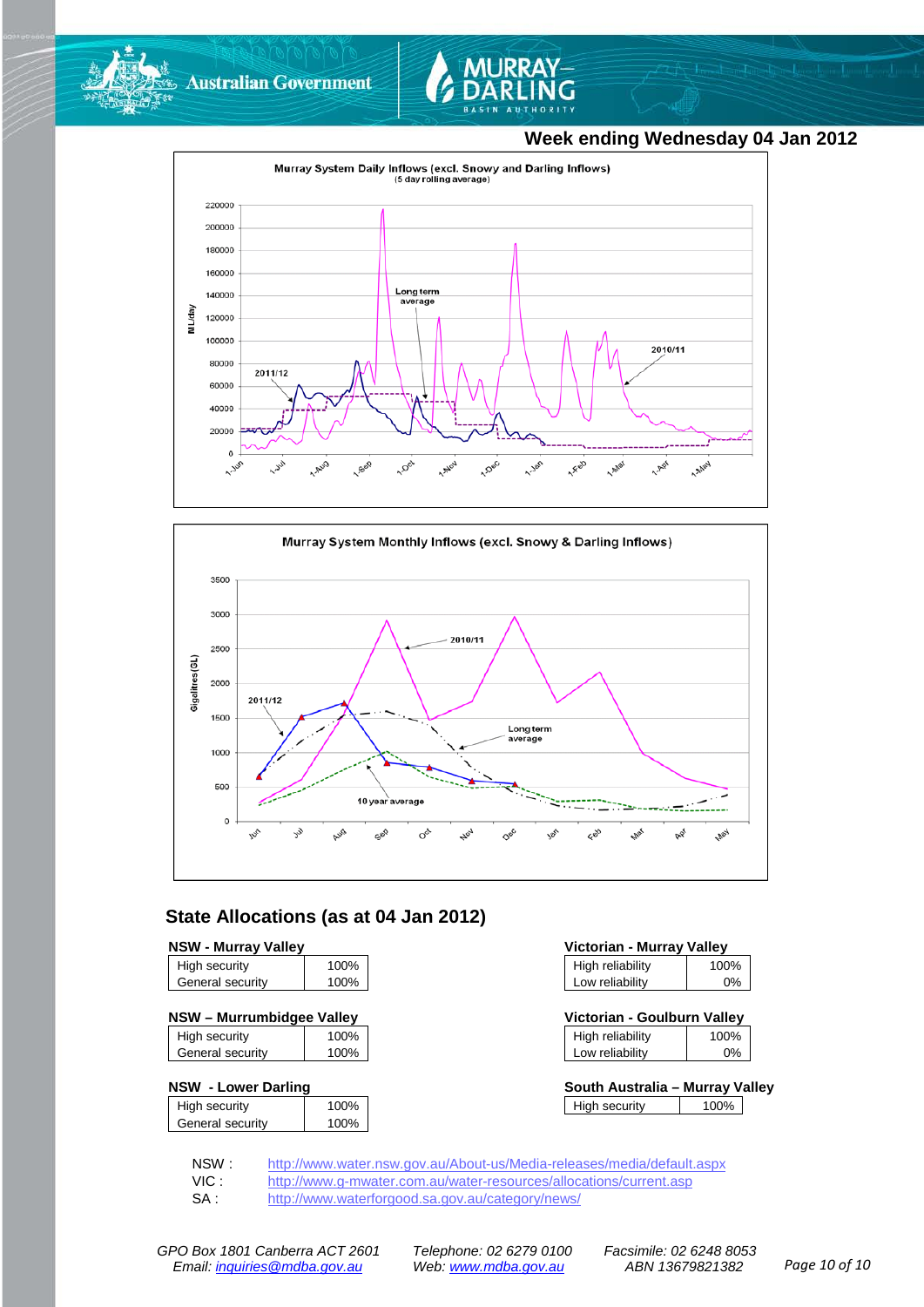Week ending Wednesday 04 Jan 2012

Murray System Daily Inflows (excl. Snowy and Darling Inflows)
(5 day rolling average)

ML/day

220000
200000
180000
160000
140000
120000
100000
80000
60000
40000
20000
0

Long term average
2011/12
2010/11

1-Jun 1-Jul 1-Aug 1-Sep 1-Oct 1-Nov 1-Dec 1-Jan 1-Feb 1-Mar 1-Apr 1-May

Murray System Monthly Inflows (excl. Snowy & Darling Inflows)

Gigalitres (GL)

3500
3000
2500
2000
1500
1000
500
0

2010/11
2011/12
Long term average
10 year average

Jun Jul Aug Sep Oct Nov Dec Jan Feb Mar Apr May

## State Allocations (as at 04 Jan 2012)

**NSW - Murray Valley**

| | |
|---|---|
| High security | 100% |
| General security | 100% |

**NSW – Murrumbidgee Valley**

| | |
|---|---|
| High security | 100% |
| General security | 100% |

**NSW - Lower Darling**

| | |
|---|---|
| High security | 100% |
| General security | 100% |

**Victorian - Murray Valley**

| | |
|---|---|
| High reliability | 100% |
| Low reliability | 0% |

**Victorian - Goulburn Valley**

| | |
|---|---|
| High reliability | 100% |
| Low reliability | 0% |

**South Australia – Murray Valley**

| | |
|---|---|
| High security | 100% |

NSW : http://www.water.nsw.gov.au/About-us/Media-releases/media/default.aspx
VIC : http://www.g-mwater.com.au/water-resources/allocations/current.asp
SA : http://www.waterforgood.sa.gov.au/category/news/

*GPO Box 1801 Canberra ACT 2601* *Telephone: 02 6279 0100* *Facsimile: 02 6248 8053*
*Email: inquiries@mdba.gov.au* *Web: www.mdba.gov.au* *ABN 13679821382*